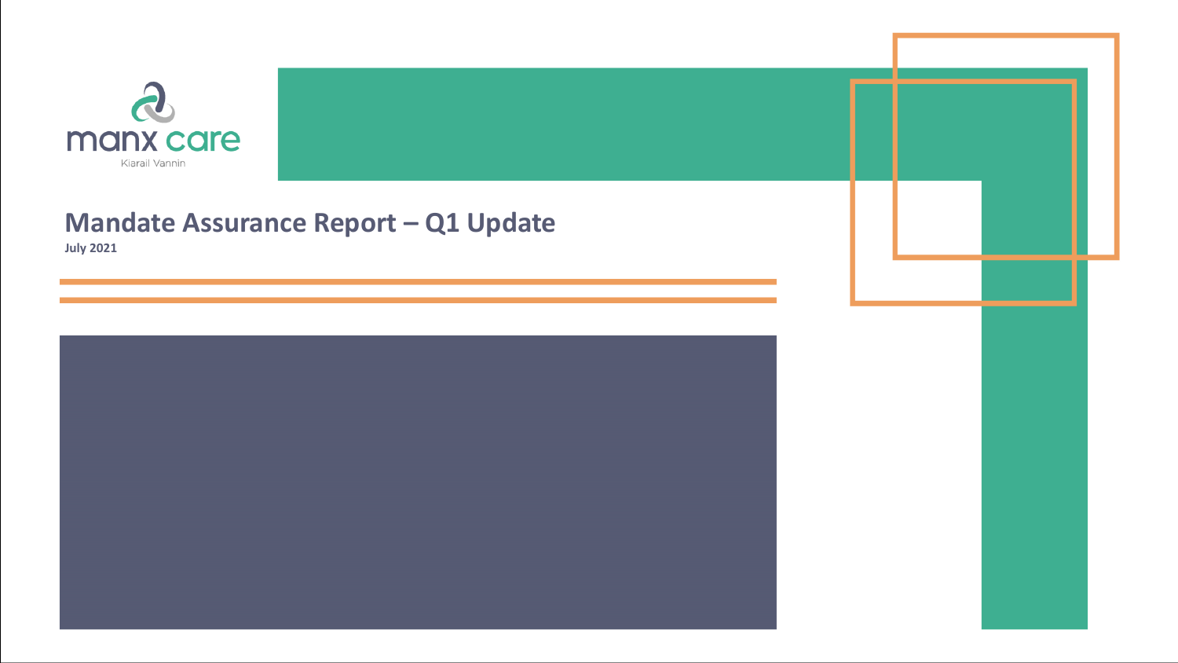manx care

Kiarail Vannin

# Mandate Assurance Report – Q1 Update

**July 2021**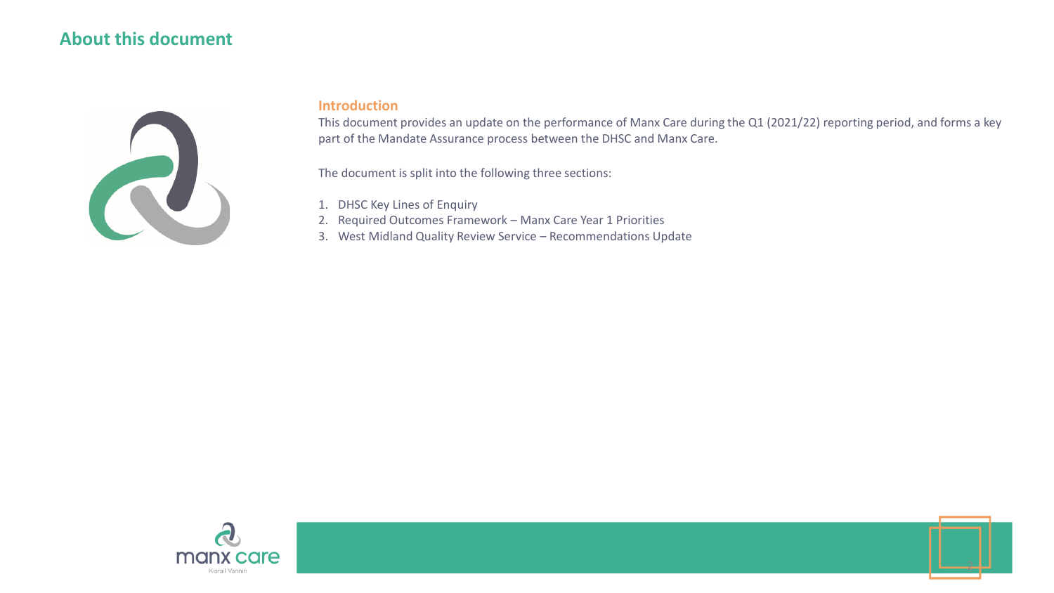# About this document

## Introduction

This document provides an update on the performance of Manx Care during the Q1 (2021/22) reporting period, and forms a key part of the Mandate Assurance process between the DHSC and Manx Care.

The document is split into the following three sections:

1. DHSC Key Lines of Enquiry
2. Required Outcomes Framework – Manx Care Year 1 Priorities
3. West Midland Quality Review Service – Recommendations Update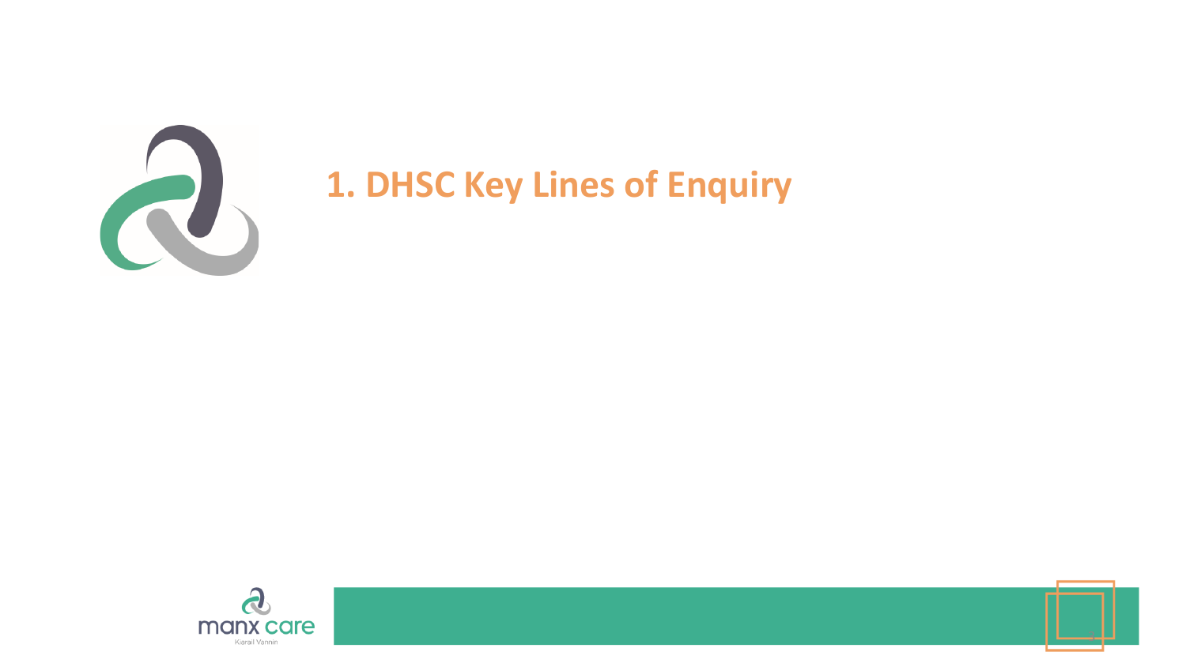# 1. DHSC Key Lines of Enquiry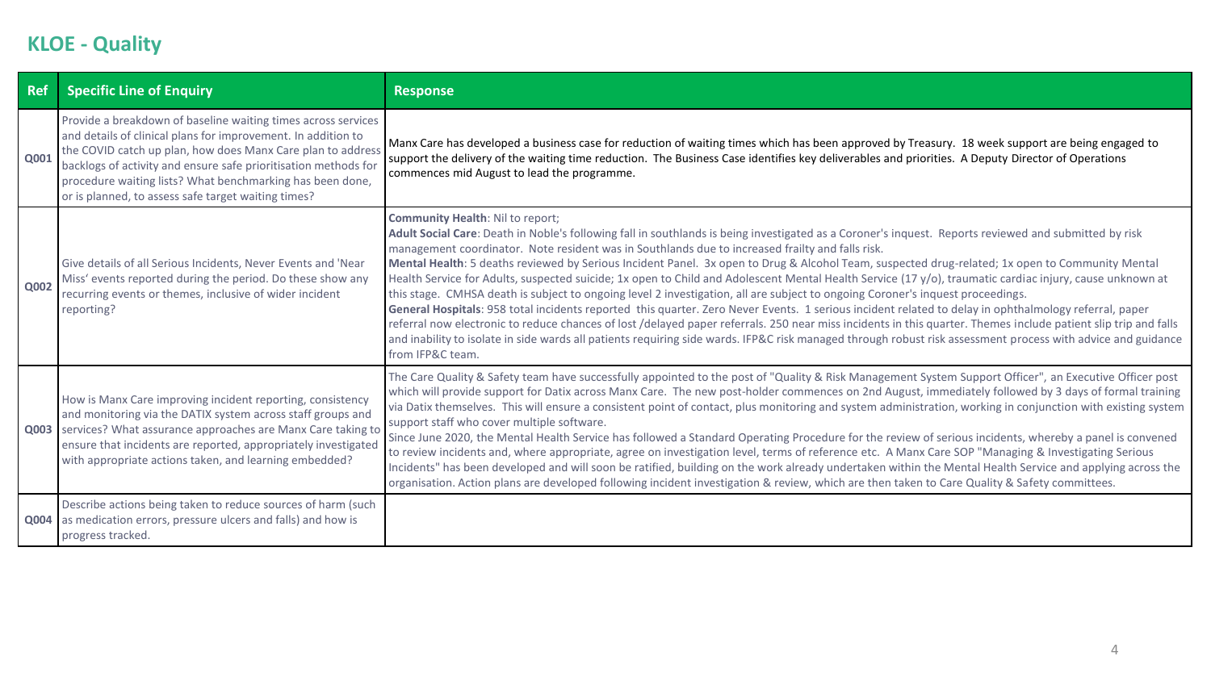# KLOE - Quality

| Ref | Specific Line of Enquiry | Response |
|---|---|---|
| Q001 | Provide a breakdown of baseline waiting times across services and details of clinical plans for improvement. In addition to the COVID catch up plan, how does Manx Care plan to address backlogs of activity and ensure safe prioritisation methods for procedure waiting lists? What benchmarking has been done, or is planned, to assess safe target waiting times? | Manx Care has developed a business case for reduction of waiting times which has been approved by Treasury. 18 week support are being engaged to support the delivery of the waiting time reduction. The Business Case identifies key deliverables and priorities. A Deputy Director of Operations commences mid August to lead the programme. |
| Q002 | Give details of all Serious Incidents, Never Events and 'Near Miss' events reported during the period. Do these show any recurring events or themes, inclusive of wider incident reporting? | **Community Health**: Nil to report; **Adult Social Care**: Death in Noble's following fall in southlands is being investigated as a Coroner's inquest. Reports reviewed and submitted by risk management coordinator. Note resident was in Southlands due to increased frailty and falls risk. **Mental Health**: 5 deaths reviewed by Serious Incident Panel. 3x open to Drug & Alcohol Team, suspected drug-related; 1x open to Community Mental Health Service for Adults, suspected suicide; 1x open to Child and Adolescent Mental Health Service (17 y/o), traumatic cardiac injury, cause unknown at this stage. CMHSA death is subject to ongoing level 2 investigation, all are subject to ongoing Coroner's inquest proceedings. **General Hospitals**: 958 total incidents reported this quarter. Zero Never Events. 1 serious incident related to delay in ophthalmology referral, paper referral now electronic to reduce chances of lost /delayed paper referrals. 250 near miss incidents in this quarter. Themes include patient slip trip and falls and inability to isolate in side wards all patients requiring side wards. IFP&C risk managed through robust risk assessment process with advice and guidance from IFP&C team. |
| Q003 | How is Manx Care improving incident reporting, consistency and monitoring via the DATIX system across staff groups and services? What assurance approaches are Manx Care taking to ensure that incidents are reported, appropriately investigated with appropriate actions taken, and learning embedded? | The Care Quality & Safety team have successfully appointed to the post of "Quality & Risk Management System Support Officer", an Executive Officer post which will provide support for Datix across Manx Care. The new post-holder commences on 2nd August, immediately followed by 3 days of formal training via Datix themselves. This will ensure a consistent point of contact, plus monitoring and system administration, working in conjunction with existing system support staff who cover multiple software. Since June 2020, the Mental Health Service has followed a Standard Operating Procedure for the review of serious incidents, whereby a panel is convened to review incidents and, where appropriate, agree on investigation level, terms of reference etc. A Manx Care SOP "Managing & Investigating Serious Incidents" has been developed and will soon be ratified, building on the work already undertaken within the Mental Health Service and applying across the organisation. Action plans are developed following incident investigation & review, which are then taken to Care Quality & Safety committees. |
| Q004 | Describe actions being taken to reduce sources of harm (such as medication errors, pressure ulcers and falls) and how is progress tracked. | |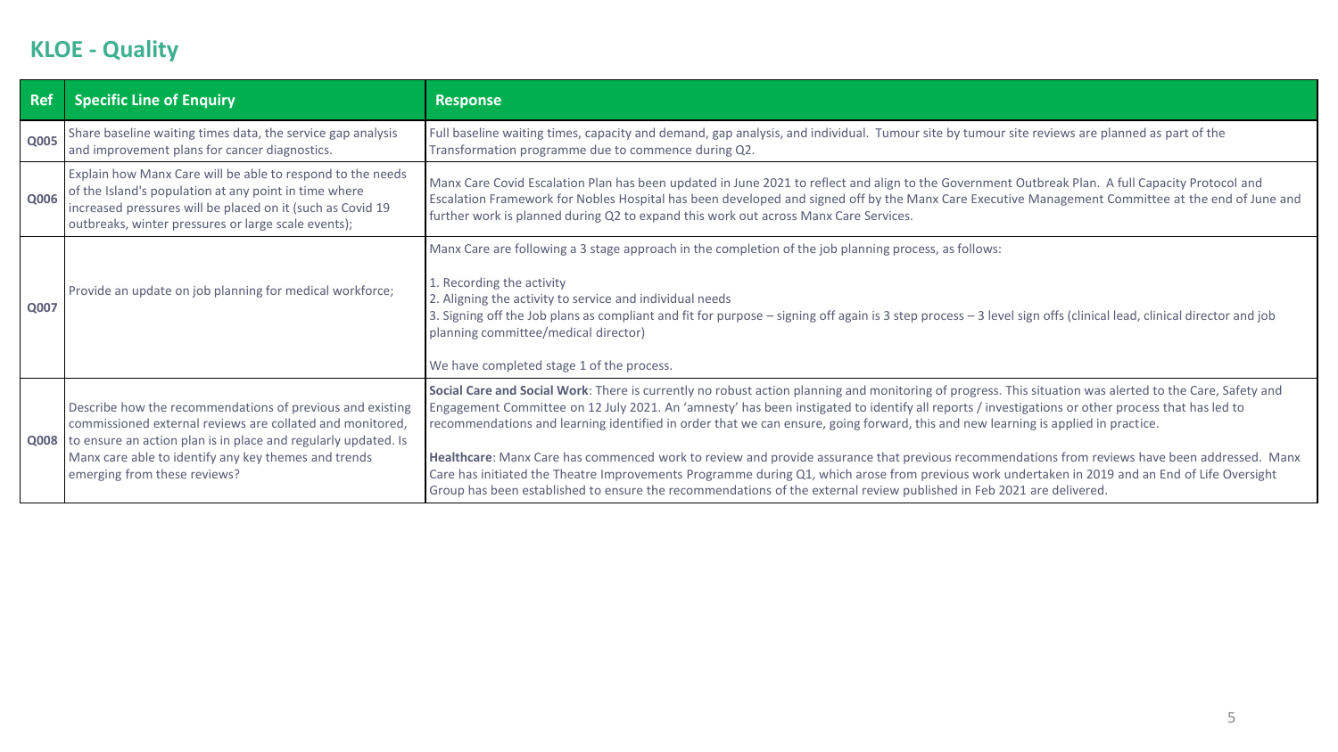## KLOE - Quality

| Ref | Specific Line of Enquiry | Response |
|---|---|---|
| Q005 | Share baseline waiting times data, the service gap analysis and improvement plans for cancer diagnostics. | Full baseline waiting times, capacity and demand, gap analysis, and individual. Tumour site by tumour site reviews are planned as part of the Transformation programme due to commence during Q2. |
| Q006 | Explain how Manx Care will be able to respond to the needs of the Island's population at any point in time where increased pressures will be placed on it (such as Covid 19 outbreaks, winter pressures or large scale events); | Manx Care Covid Escalation Plan has been updated in June 2021 to reflect and align to the Government Outbreak Plan. A full Capacity Protocol and Escalation Framework for Nobles Hospital has been developed and signed off by the Manx Care Executive Management Committee at the end of June and further work is planned during Q2 to expand this work out across Manx Care Services. |
| Q007 | Provide an update on job planning for medical workforce; | Manx Care are following a 3 stage approach in the completion of the job planning process, as follows:<br><br>1. Recording the activity<br>2. Aligning the activity to service and individual needs<br>3. Signing off the Job plans as compliant and fit for purpose – signing off again is 3 step process – 3 level sign offs (clinical lead, clinical director and job planning committee/medical director)<br><br>We have completed stage 1 of the process. |
| Q008 | Describe how the recommendations of previous and existing commissioned external reviews are collated and monitored, to ensure an action plan is in place and regularly updated. Is Manx care able to identify any key themes and trends emerging from these reviews? | **Social Care and Social Work**: There is currently no robust action planning and monitoring of progress. This situation was alerted to the Care, Safety and Engagement Committee on 12 July 2021. An 'amnesty' has been instigated to identify all reports / investigations or other process that has led to recommendations and learning identified in order that we can ensure, going forward, this and new learning is applied in practice.<br><br>**Healthcare**: Manx Care has commenced work to review and provide assurance that previous recommendations from reviews have been addressed. Manx Care has initiated the Theatre Improvements Programme during Q1, which arose from previous work undertaken in 2019 and an End of Life Oversight Group has been established to ensure the recommendations of the external review published in Feb 2021 are delivered. |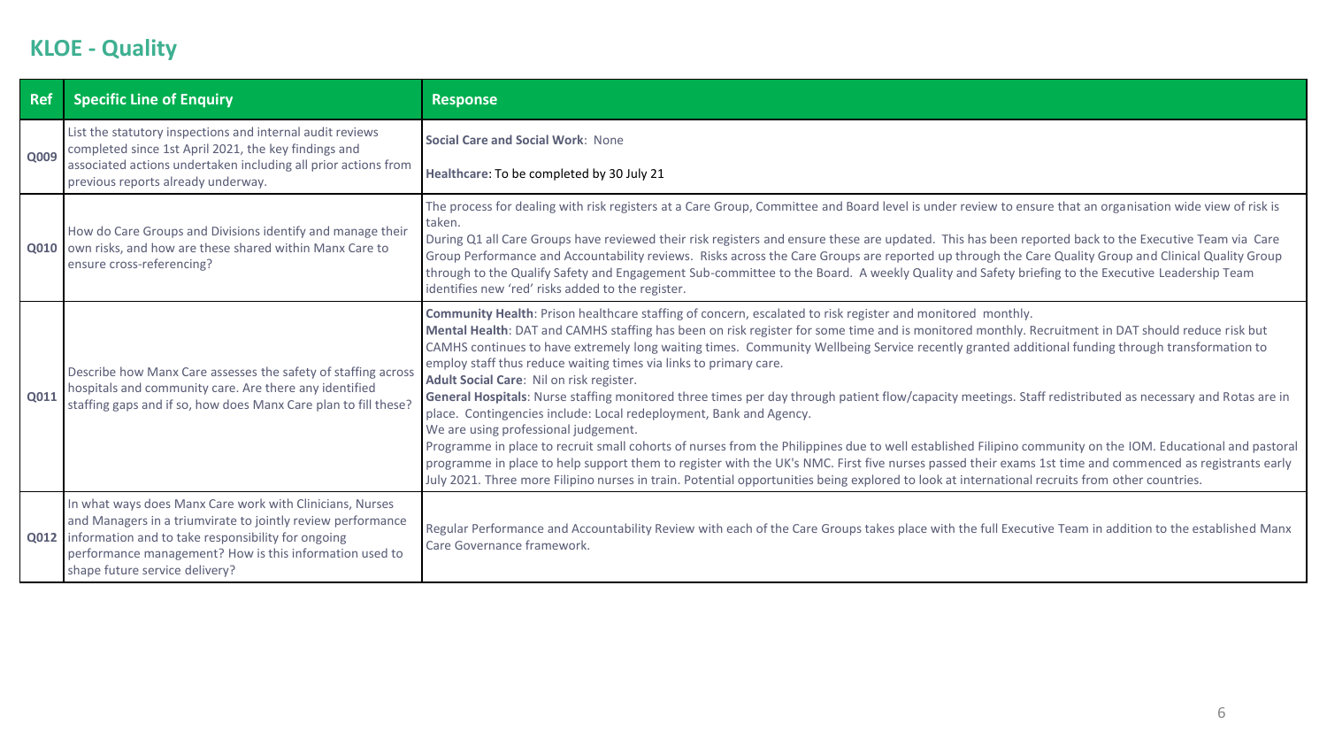## KLOE - Quality

| Ref | Specific Line of Enquiry | Response |
|---|---|---|
| Q009 | List the statutory inspections and internal audit reviews completed since 1st April 2021, the key findings and associated actions undertaken including all prior actions from previous reports already underway. | **Social Care and Social Work**: None<br><br>**Healthcare**: To be completed by 30 July 21 |
| Q010 | How do Care Groups and Divisions identify and manage their own risks, and how are these shared within Manx Care to ensure cross-referencing? | The process for dealing with risk registers at a Care Group, Committee and Board level is under review to ensure that an organisation wide view of risk is taken.<br>During Q1 all Care Groups have reviewed their risk registers and ensure these are updated. This has been reported back to the Executive Team via Care Group Performance and Accountability reviews. Risks across the Care Groups are reported up through the Care Quality Group and Clinical Quality Group through to the Qualify Safety and Engagement Sub-committee to the Board. A weekly Quality and Safety briefing to the Executive Leadership Team identifies new 'red' risks added to the register. |
| Q011 | Describe how Manx Care assesses the safety of staffing across hospitals and community care. Are there any identified staffing gaps and if so, how does Manx Care plan to fill these? | **Community Health**: Prison healthcare staffing of concern, escalated to risk register and monitored monthly.<br>**Mental Health**: DAT and CAMHS staffing has been on risk register for some time and is monitored monthly. Recruitment in DAT should reduce risk but CAMHS continues to have extremely long waiting times. Community Wellbeing Service recently granted additional funding through transformation to employ staff thus reduce waiting times via links to primary care.<br>**Adult Social Care**: Nil on risk register.<br>**General Hospitals**: Nurse staffing monitored three times per day through patient flow/capacity meetings. Staff redistributed as necessary and Rotas are in place. Contingencies include: Local redeployment, Bank and Agency.<br>We are using professional judgement.<br>Programme in place to recruit small cohorts of nurses from the Philippines due to well established Filipino community on the IOM. Educational and pastoral programme in place to help support them to register with the UK's NMC. First five nurses passed their exams 1st time and commenced as registrants early July 2021. Three more Filipino nurses in train. Potential opportunities being explored to look at international recruits from other countries. |
| Q012 | In what ways does Manx Care work with Clinicians, Nurses and Managers in a triumvirate to jointly review performance information and to take responsibility for ongoing performance management? How is this information used to shape future service delivery? | Regular Performance and Accountability Review with each of the Care Groups takes place with the full Executive Team in addition to the established Manx Care Governance framework. |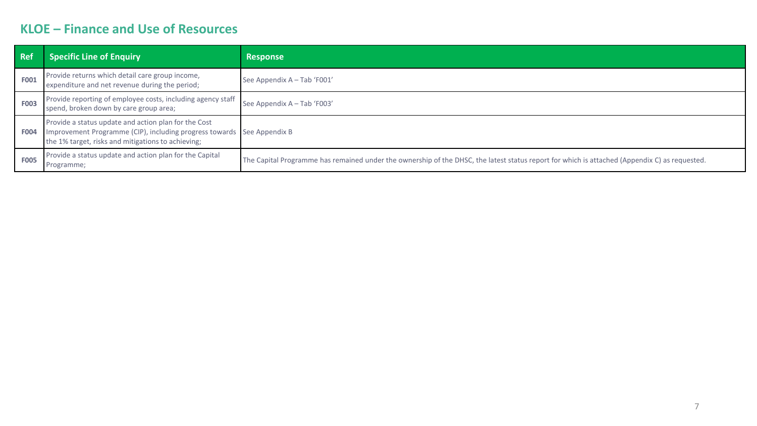## KLOE – Finance and Use of Resources

| Ref | Specific Line of Enquiry | Response |
| --- | --- | --- |
| **F001** | Provide returns which detail care group income, expenditure and net revenue during the period; | See Appendix A – Tab 'F001' |
| **F003** | Provide reporting of employee costs, including agency staff spend, broken down by care group area; | See Appendix A – Tab 'F003' |
| **F004** | Provide a status update and action plan for the Cost Improvement Programme (CIP), including progress towards the 1% target, risks and mitigations to achieving; | See Appendix B |
| **F005** | Provide a status update and action plan for the Capital Programme; | The Capital Programme has remained under the ownership of the DHSC, the latest status report for which is attached (Appendix C) as requested. |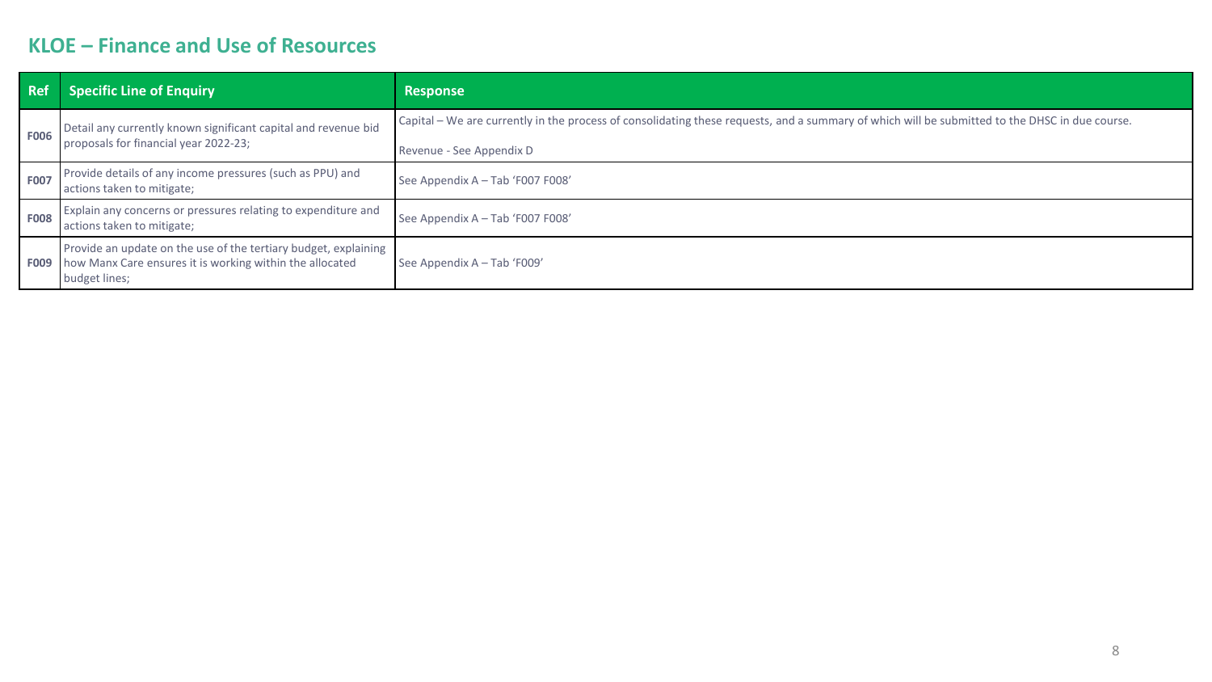## KLOE – Finance and Use of Resources

| Ref | Specific Line of Enquiry | Response |
|---|---|---|
| **F006** | Detail any currently known significant capital and revenue bid proposals for financial year 2022-23; | Capital – We are currently in the process of consolidating these requests, and a summary of which will be submitted to the DHSC in due course.<br><br>Revenue - See Appendix D |
| **F007** | Provide details of any income pressures (such as PPU) and actions taken to mitigate; | See Appendix A – Tab 'F007 F008' |
| **F008** | Explain any concerns or pressures relating to expenditure and actions taken to mitigate; | See Appendix A – Tab 'F007 F008' |
| **F009** | Provide an update on the use of the tertiary budget, explaining how Manx Care ensures it is working within the allocated budget lines; | See Appendix A – Tab 'F009' |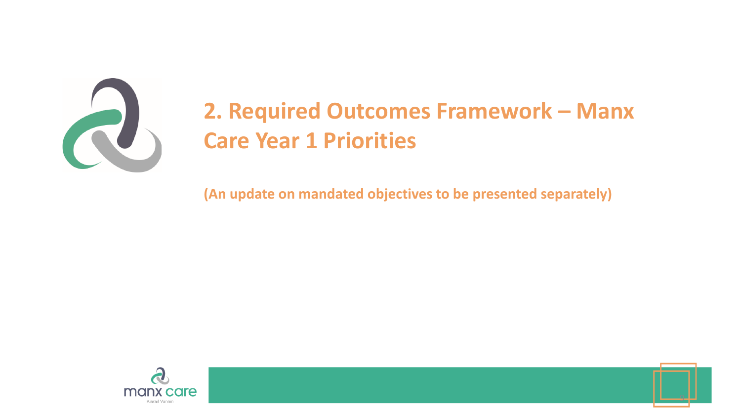# 2. Required Outcomes Framework – Manx Care Year 1 Priorities

**(An update on mandated objectives to be presented separately)**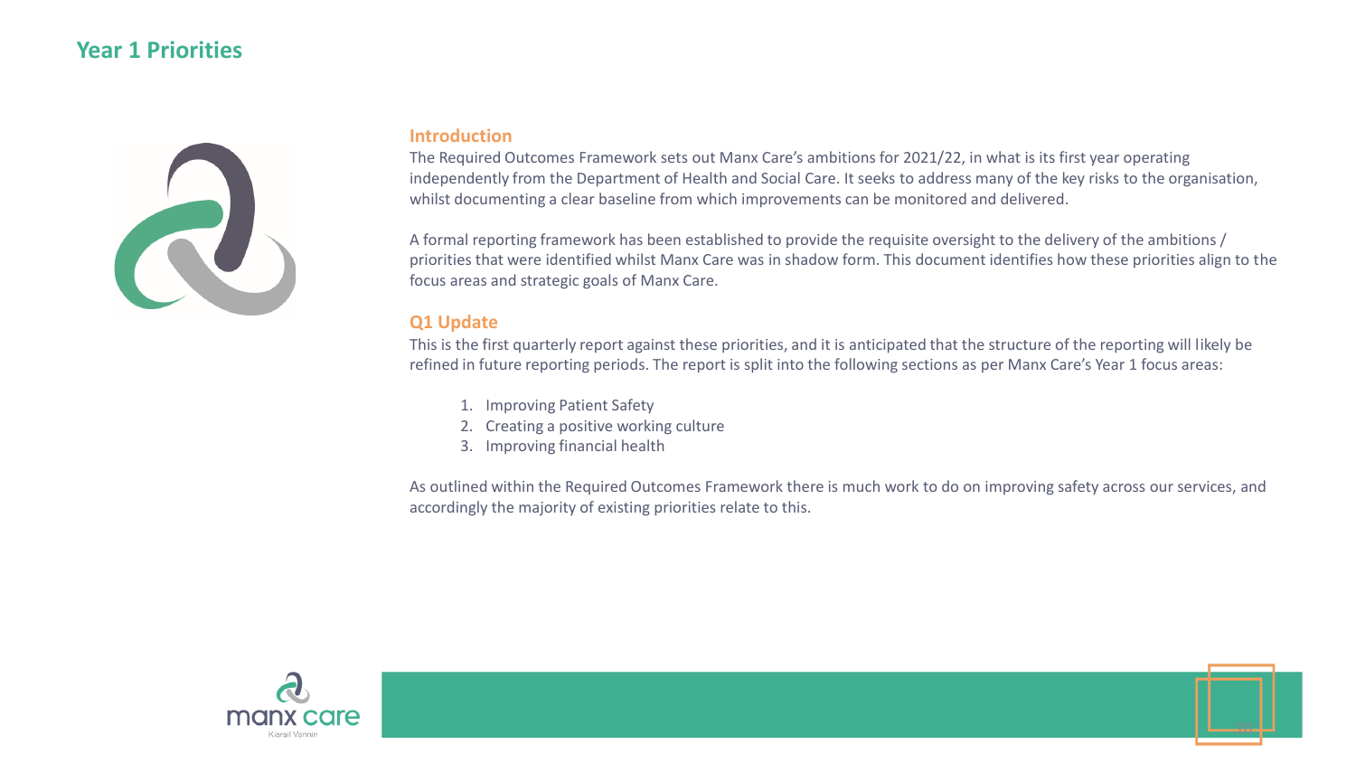# Year 1 Priorities

## Introduction

The Required Outcomes Framework sets out Manx Care's ambitions for 2021/22, in what is its first year operating independently from the Department of Health and Social Care. It seeks to address many of the key risks to the organisation, whilst documenting a clear baseline from which improvements can be monitored and delivered.

A formal reporting framework has been established to provide the requisite oversight to the delivery of the ambitions / priorities that were identified whilst Manx Care was in shadow form. This document identifies how these priorities align to the focus areas and strategic goals of Manx Care.

## Q1 Update

This is the first quarterly report against these priorities, and it is anticipated that the structure of the reporting will likely be refined in future reporting periods. The report is split into the following sections as per Manx Care's Year 1 focus areas:

1. Improving Patient Safety
2. Creating a positive working culture
3. Improving financial health

As outlined within the Required Outcomes Framework there is much work to do on improving safety across our services, and accordingly the majority of existing priorities relate to this.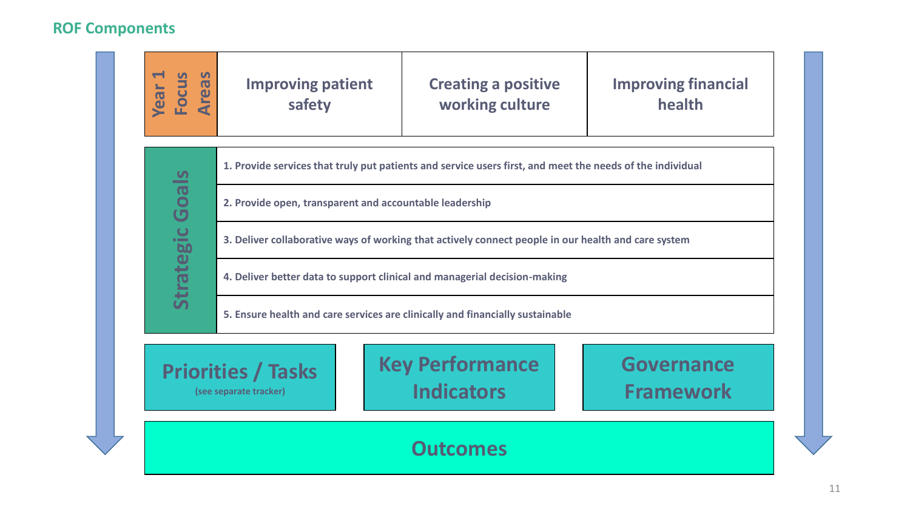## ROF Components

| Year 1 Focus Areas | Improving patient safety | Creating a positive working culture | Improving financial health |
| --- | --- | --- | --- |

**Strategic Goals**

1. Provide services that truly put patients and service users first, and meet the needs of the individual
2. Provide open, transparent and accountable leadership
3. Deliver collaborative ways of working that actively connect people in our health and care system
4. Deliver better data to support clinical and managerial decision-making
5. Ensure health and care services are clinically and financially sustainable

| Priorities / Tasks (see separate tracker) | Key Performance Indicators | Governance Framework |
| --- | --- | --- |

**Outcomes**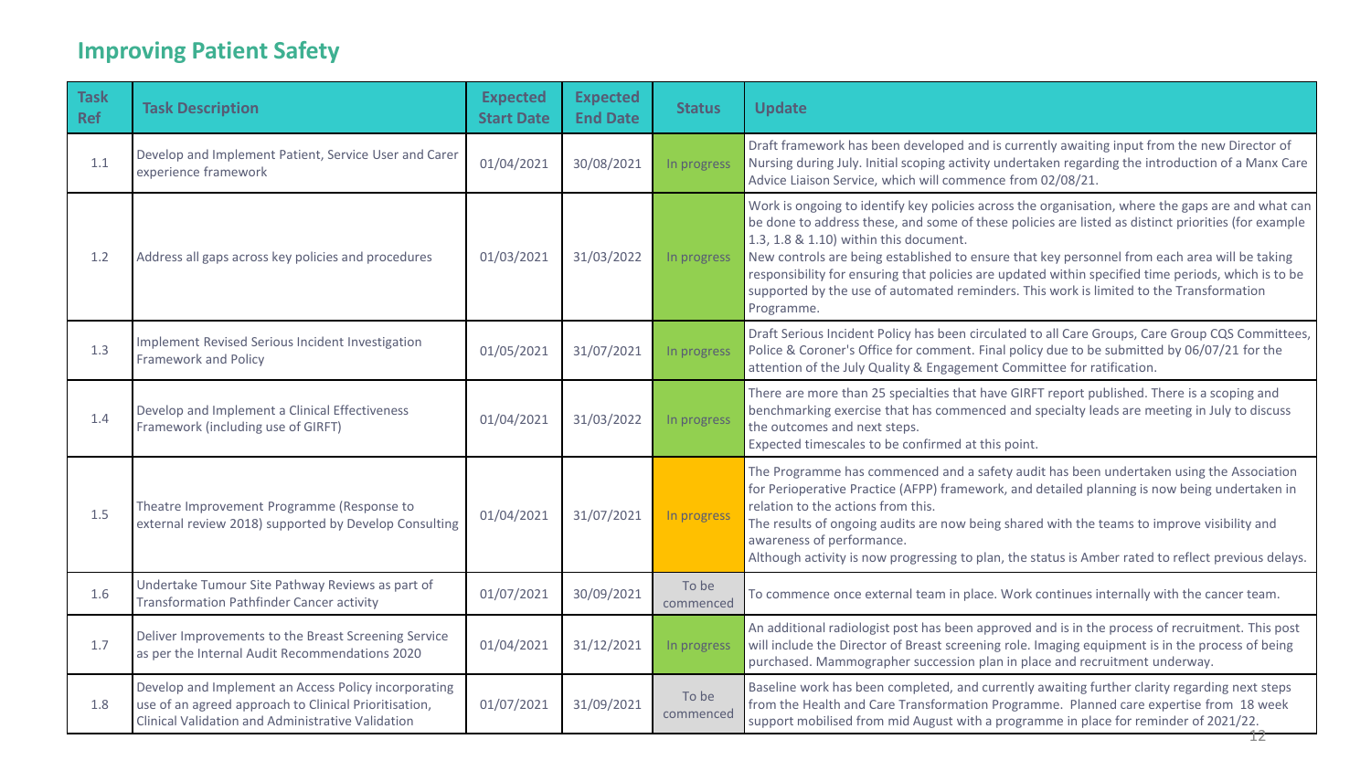## Improving Patient Safety

| Task Ref | Task Description | Expected Start Date | Expected End Date | Status | Update |
|---|---|---|---|---|---|
| 1.1 | Develop and Implement Patient, Service User and Carer experience framework | 01/04/2021 | 30/08/2021 | In progress | Draft framework has been developed and is currently awaiting input from the new Director of Nursing during July. Initial scoping activity undertaken regarding the introduction of a Manx Care Advice Liaison Service, which will commence from 02/08/21. |
| 1.2 | Address all gaps across key policies and procedures | 01/03/2021 | 31/03/2022 | In progress | Work is ongoing to identify key policies across the organisation, where the gaps are and what can be done to address these, and some of these policies are listed as distinct priorities (for example 1.3, 1.8 & 1.10) within this document.<br>New controls are being established to ensure that key personnel from each area will be taking responsibility for ensuring that policies are updated within specified time periods, which is to be supported by the use of automated reminders. This work is limited to the Transformation Programme. |
| 1.3 | Implement Revised Serious Incident Investigation Framework and Policy | 01/05/2021 | 31/07/2021 | In progress | Draft Serious Incident Policy has been circulated to all Care Groups, Care Group CQS Committees, Police & Coroner's Office for comment. Final policy due to be submitted by 06/07/21 for the attention of the July Quality & Engagement Committee for ratification. |
| 1.4 | Develop and Implement a Clinical Effectiveness Framework (including use of GIRFT) | 01/04/2021 | 31/03/2022 | In progress | There are more than 25 specialties that have GIRFT report published. There is a scoping and benchmarking exercise that has commenced and specialty leads are meeting in July to discuss the outcomes and next steps.<br>Expected timescales to be confirmed at this point. |
| 1.5 | Theatre Improvement Programme (Response to external review 2018) supported by Develop Consulting | 01/04/2021 | 31/07/2021 | In progress | The Programme has commenced and a safety audit has been undertaken using the Association for Perioperative Practice (AFPP) framework, and detailed planning is now being undertaken in relation to the actions from this.<br>The results of ongoing audits are now being shared with the teams to improve visibility and awareness of performance.<br>Although activity is now progressing to plan, the status is Amber rated to reflect previous delays. |
| 1.6 | Undertake Tumour Site Pathway Reviews as part of Transformation Pathfinder Cancer activity | 01/07/2021 | 30/09/2021 | To be commenced | To commence once external team in place. Work continues internally with the cancer team. |
| 1.7 | Deliver Improvements to the Breast Screening Service as per the Internal Audit Recommendations 2020 | 01/04/2021 | 31/12/2021 | In progress | An additional radiologist post has been approved and is in the process of recruitment. This post will include the Director of Breast screening role. Imaging equipment is in the process of being purchased. Mammographer succession plan in place and recruitment underway. |
| 1.8 | Develop and Implement an Access Policy incorporating use of an agreed approach to Clinical Prioritisation, Clinical Validation and Administrative Validation | 01/07/2021 | 31/09/2021 | To be commenced | Baseline work has been completed, and currently awaiting further clarity regarding next steps from the Health and Care Transformation Programme. Planned care expertise from 18 week support mobilised from mid August with a programme in place for reminder of 2021/22. |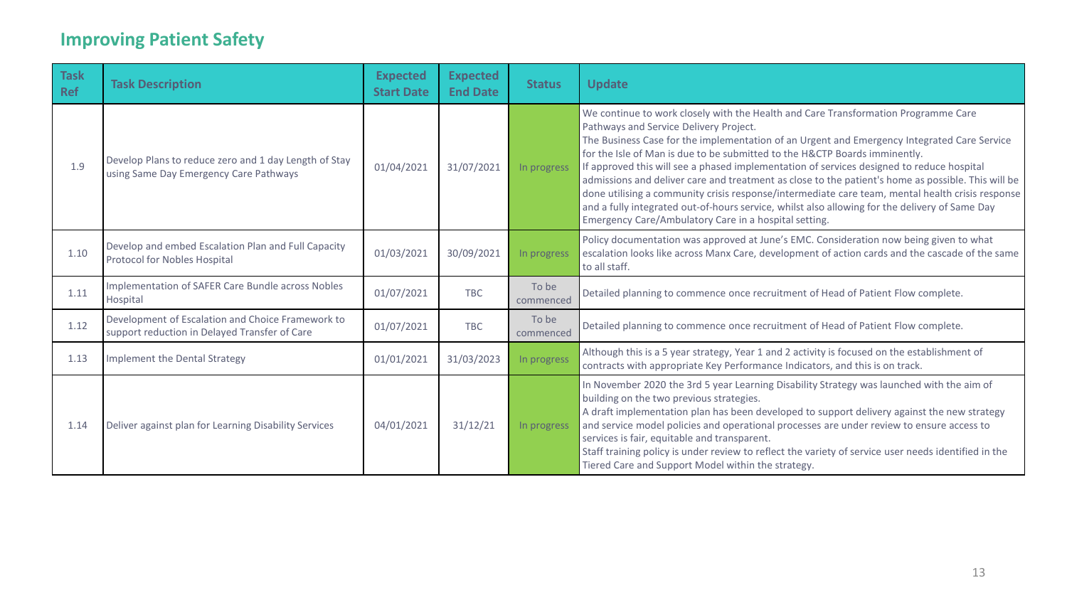## Improving Patient Safety

| Task Ref | Task Description | Expected Start Date | Expected End Date | Status | Update |
|---|---|---|---|---|---|
| 1.9 | Develop Plans to reduce zero and 1 day Length of Stay using Same Day Emergency Care Pathways | 01/04/2021 | 31/07/2021 | In progress | We continue to work closely with the Health and Care Transformation Programme Care Pathways and Service Delivery Project.<br>The Business Case for the implementation of an Urgent and Emergency Integrated Care Service for the Isle of Man is due to be submitted to the H&CTP Boards imminently.<br>If approved this will see a phased implementation of services designed to reduce hospital admissions and deliver care and treatment as close to the patient's home as possible. This will be done utilising a community crisis response/intermediate care team, mental health crisis response and a fully integrated out-of-hours service, whilst also allowing for the delivery of Same Day Emergency Care/Ambulatory Care in a hospital setting. |
| 1.10 | Develop and embed Escalation Plan and Full Capacity Protocol for Nobles Hospital | 01/03/2021 | 30/09/2021 | In progress | Policy documentation was approved at June's EMC. Consideration now being given to what escalation looks like across Manx Care, development of action cards and the cascade of the same to all staff. |
| 1.11 | Implementation of SAFER Care Bundle across Nobles Hospital | 01/07/2021 | TBC | To be commenced | Detailed planning to commence once recruitment of Head of Patient Flow complete. |
| 1.12 | Development of Escalation and Choice Framework to support reduction in Delayed Transfer of Care | 01/07/2021 | TBC | To be commenced | Detailed planning to commence once recruitment of Head of Patient Flow complete. |
| 1.13 | Implement the Dental Strategy | 01/01/2021 | 31/03/2023 | In progress | Although this is a 5 year strategy, Year 1 and 2 activity is focused on the establishment of contracts with appropriate Key Performance Indicators, and this is on track. |
| 1.14 | Deliver against plan for Learning Disability Services | 04/01/2021 | 31/12/21 | In progress | In November 2020 the 3rd 5 year Learning Disability Strategy was launched with the aim of building on the two previous strategies.<br>A draft implementation plan has been developed to support delivery against the new strategy and service model policies and operational processes are under review to ensure access to services is fair, equitable and transparent.<br>Staff training policy is under review to reflect the variety of service user needs identified in the Tiered Care and Support Model within the strategy. |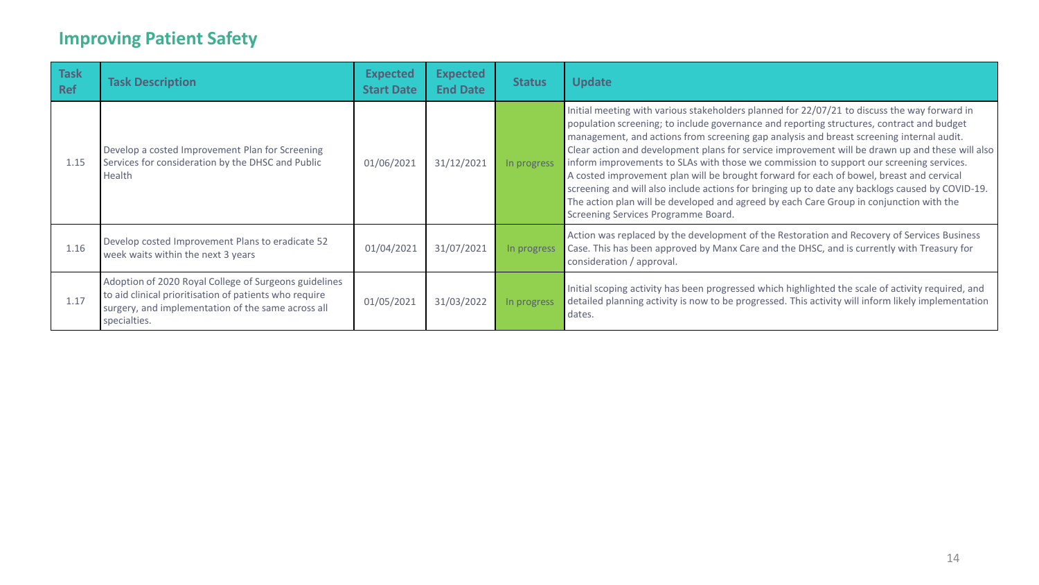## Improving Patient Safety

| Task Ref | Task Description | Expected Start Date | Expected End Date | Status | Update |
|---|---|---|---|---|---|
| 1.15 | Develop a costed Improvement Plan for Screening Services for consideration by the DHSC and Public Health | 01/06/2021 | 31/12/2021 | In progress | Initial meeting with various stakeholders planned for 22/07/21 to discuss the way forward in population screening; to include governance and reporting structures, contract and budget management, and actions from screening gap analysis and breast screening internal audit. Clear action and development plans for service improvement will be drawn up and these will also inform improvements to SLAs with those we commission to support our screening services. A costed improvement plan will be brought forward for each of bowel, breast and cervical screening and will also include actions for bringing up to date any backlogs caused by COVID-19. The action plan will be developed and agreed by each Care Group in conjunction with the Screening Services Programme Board. |
| 1.16 | Develop costed Improvement Plans to eradicate 52 week waits within the next 3 years | 01/04/2021 | 31/07/2021 | In progress | Action was replaced by the development of the Restoration and Recovery of Services Business Case. This has been approved by Manx Care and the DHSC, and is currently with Treasury for consideration / approval. |
| 1.17 | Adoption of 2020 Royal College of Surgeons guidelines to aid clinical prioritisation of patients who require surgery, and implementation of the same across all specialties. | 01/05/2021 | 31/03/2022 | In progress | Initial scoping activity has been progressed which highlighted the scale of activity required, and detailed planning activity is now to be progressed. This activity will inform likely implementation dates. |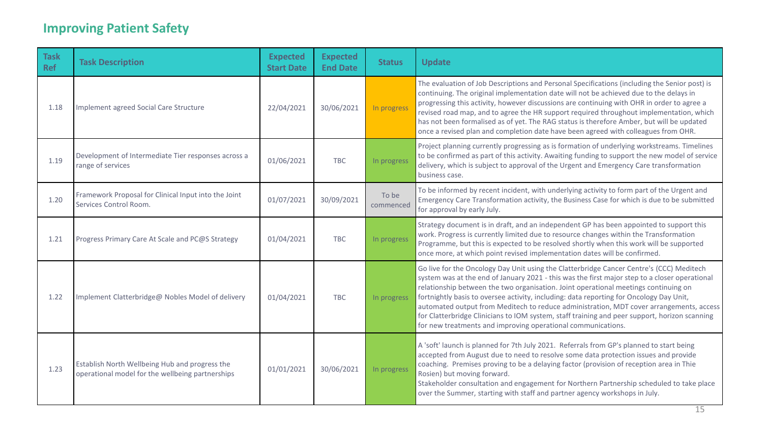## Improving Patient Safety

| Task Ref | Task Description | Expected Start Date | Expected End Date | Status | Update |
|---|---|---|---|---|---|
| 1.18 | Implement agreed Social Care Structure | 22/04/2021 | 30/06/2021 | In progress | The evaluation of Job Descriptions and Personal Specifications (including the Senior post) is continuing. The original implementation date will not be achieved due to the delays in progressing this activity, however discussions are continuing with OHR in order to agree a revised road map, and to agree the HR support required throughout implementation, which has not been formalised as of yet. The RAG status is therefore Amber, but will be updated once a revised plan and completion date have been agreed with colleagues from OHR. |
| 1.19 | Development of Intermediate Tier responses across a range of services | 01/06/2021 | TBC | In progress | Project planning currently progressing as is formation of underlying workstreams. Timelines to be confirmed as part of this activity. Awaiting funding to support the new model of service delivery, which is subject to approval of the Urgent and Emergency Care transformation business case. |
| 1.20 | Framework Proposal for Clinical Input into the Joint Services Control Room. | 01/07/2021 | 30/09/2021 | To be commenced | To be informed by recent incident, with underlying activity to form part of the Urgent and Emergency Care Transformation activity, the Business Case for which is due to be submitted for approval by early July. |
| 1.21 | Progress Primary Care At Scale and PC@S Strategy | 01/04/2021 | TBC | In progress | Strategy document is in draft, and an independent GP has been appointed to support this work. Progress is currently limited due to resource changes within the Transformation Programme, but this is expected to be resolved shortly when this work will be supported once more, at which point revised implementation dates will be confirmed. |
| 1.22 | Implement Clatterbridge@ Nobles Model of delivery | 01/04/2021 | TBC | In progress | Go live for the Oncology Day Unit using the Clatterbridge Cancer Centre's (CCC) Meditech system was at the end of January 2021 - this was the first major step to a closer operational relationship between the two organisation. Joint operational meetings continuing on fortnightly basis to oversee activity, including: data reporting for Oncology Day Unit, automated output from Meditech to reduce administration, MDT cover arrangements, access for Clatterbridge Clinicians to IOM system, staff training and peer support, horizon scanning for new treatments and improving operational communications. |
| 1.23 | Establish North Wellbeing Hub and progress the operational model for the wellbeing partnerships | 01/01/2021 | 30/06/2021 | In progress | A 'soft' launch is planned for 7th July 2021. Referrals from GP's planned to start being accepted from August due to need to resolve some data protection issues and provide coaching. Premises proving to be a delaying factor (provision of reception area in Thie Rosien) but moving forward. Stakeholder consultation and engagement for Northern Partnership scheduled to take place over the Summer, starting with staff and partner agency workshops in July. |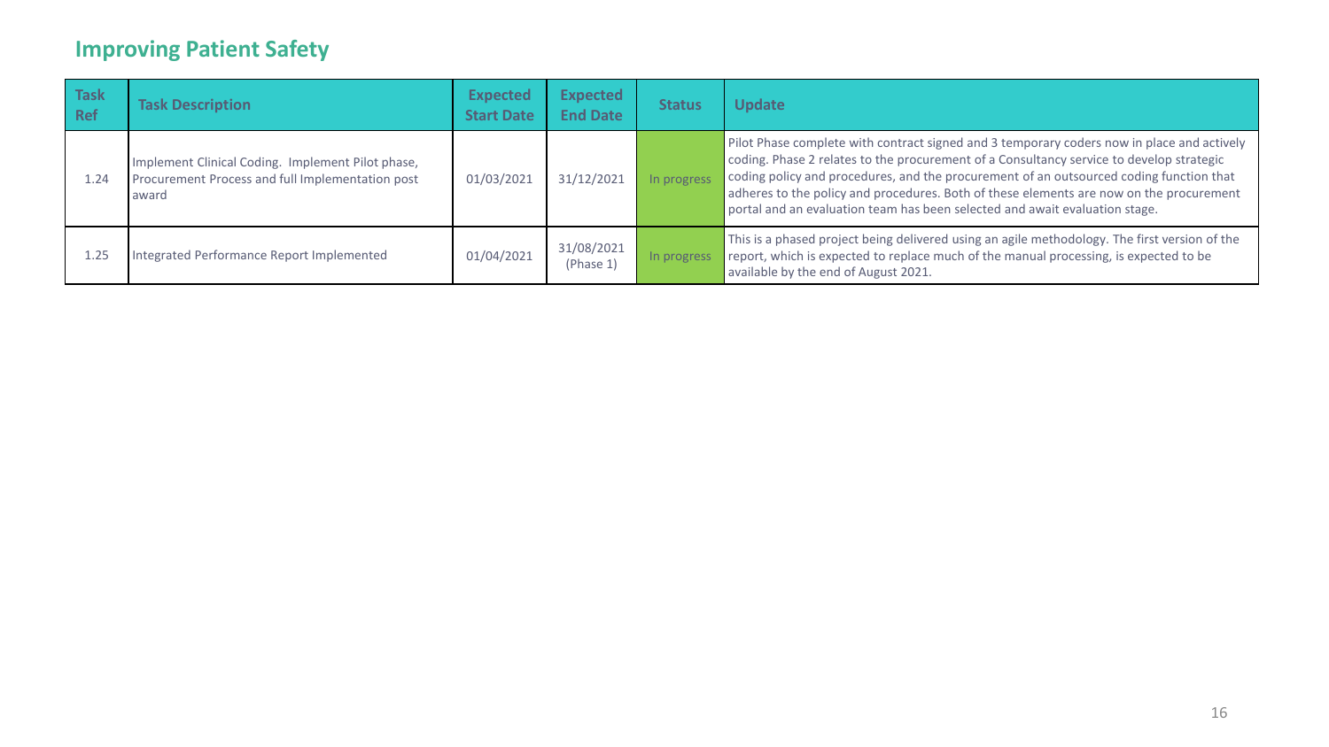## Improving Patient Safety

| Task Ref | Task Description | Expected Start Date | Expected End Date | Status | Update |
|---|---|---|---|---|---|
| 1.24 | Implement Clinical Coding. Implement Pilot phase, Procurement Process and full Implementation post award | 01/03/2021 | 31/12/2021 | In progress | Pilot Phase complete with contract signed and 3 temporary coders now in place and actively coding. Phase 2 relates to the procurement of a Consultancy service to develop strategic coding policy and procedures, and the procurement of an outsourced coding function that adheres to the policy and procedures. Both of these elements are now on the procurement portal and an evaluation team has been selected and await evaluation stage. |
| 1.25 | Integrated Performance Report Implemented | 01/04/2021 | 31/08/2021 (Phase 1) | In progress | This is a phased project being delivered using an agile methodology. The first version of the report, which is expected to replace much of the manual processing, is expected to be available by the end of August 2021. |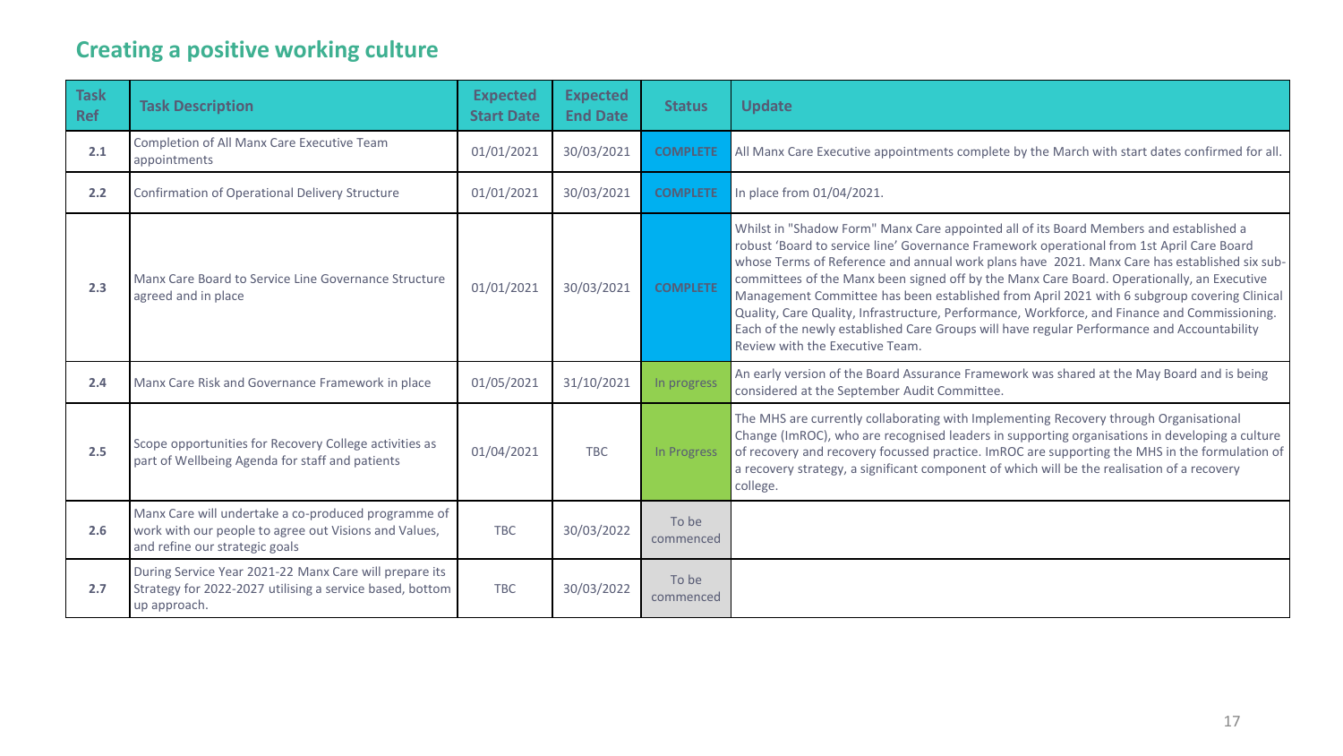## Creating a positive working culture

| Task Ref | Task Description | Expected Start Date | Expected End Date | Status | Update |
|---|---|---|---|---|---|
| 2.1 | Completion of All Manx Care Executive Team appointments | 01/01/2021 | 30/03/2021 | COMPLETE | All Manx Care Executive appointments complete by the March with start dates confirmed for all. |
| 2.2 | Confirmation of Operational Delivery Structure | 01/01/2021 | 30/03/2021 | COMPLETE | In place from 01/04/2021. |
| 2.3 | Manx Care Board to Service Line Governance Structure agreed and in place | 01/01/2021 | 30/03/2021 | COMPLETE | Whilst in "Shadow Form" Manx Care appointed all of its Board Members and established a robust 'Board to service line' Governance Framework operational from 1st April Care Board whose Terms of Reference and annual work plans have 2021. Manx Care has established six sub-committees of the Manx been signed off by the Manx Care Board. Operationally, an Executive Management Committee has been established from April 2021 with 6 subgroup covering Clinical Quality, Care Quality, Infrastructure, Performance, Workforce, and Finance and Commissioning. Each of the newly established Care Groups will have regular Performance and Accountability Review with the Executive Team. |
| 2.4 | Manx Care Risk and Governance Framework in place | 01/05/2021 | 31/10/2021 | In progress | An early version of the Board Assurance Framework was shared at the May Board and is being considered at the September Audit Committee. |
| 2.5 | Scope opportunities for Recovery College activities as part of Wellbeing Agenda for staff and patients | 01/04/2021 | TBC | In Progress | The MHS are currently collaborating with Implementing Recovery through Organisational Change (ImROC), who are recognised leaders in supporting organisations in developing a culture of recovery and recovery focussed practice. ImROC are supporting the MHS in the formulation of a recovery strategy, a significant component of which will be the realisation of a recovery college. |
| 2.6 | Manx Care will undertake a co-produced programme of work with our people to agree out Visions and Values, and refine our strategic goals | TBC | 30/03/2022 | To be commenced | |
| 2.7 | During Service Year 2021-22 Manx Care will prepare its Strategy for 2022-2027 utilising a service based, bottom up approach. | TBC | 30/03/2022 | To be commenced | |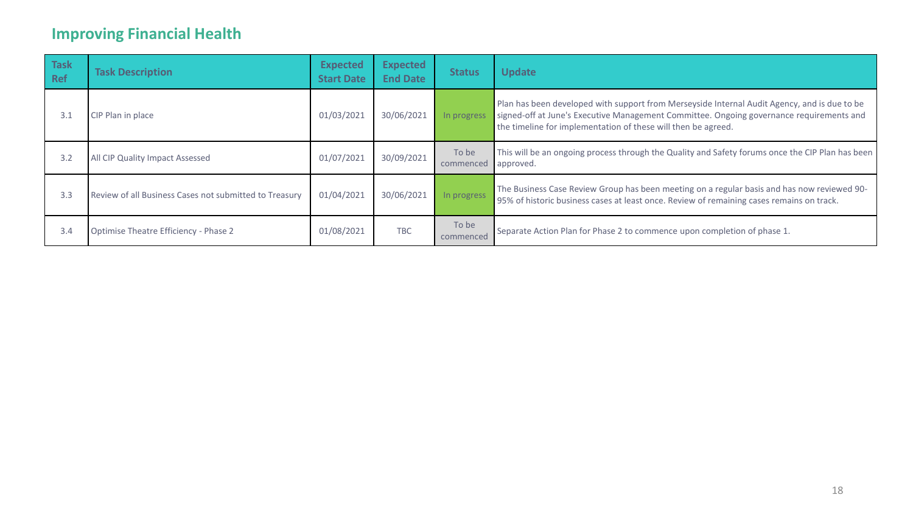## Improving Financial Health

| Task Ref | Task Description | Expected Start Date | Expected End Date | Status | Update |
|---|---|---|---|---|---|
| 3.1 | CIP Plan in place | 01/03/2021 | 30/06/2021 | In progress | Plan has been developed with support from Merseyside Internal Audit Agency, and is due to be signed-off at June's Executive Management Committee. Ongoing governance requirements and the timeline for implementation of these will then be agreed. |
| 3.2 | All CIP Quality Impact Assessed | 01/07/2021 | 30/09/2021 | To be commenced | This will be an ongoing process through the Quality and Safety forums once the CIP Plan has been approved. |
| 3.3 | Review of all Business Cases not submitted to Treasury | 01/04/2021 | 30/06/2021 | In progress | The Business Case Review Group has been meeting on a regular basis and has now reviewed 90-95% of historic business cases at least once. Review of remaining cases remains on track. |
| 3.4 | Optimise Theatre Efficiency - Phase 2 | 01/08/2021 | TBC | To be commenced | Separate Action Plan for Phase 2 to commence upon completion of phase 1. |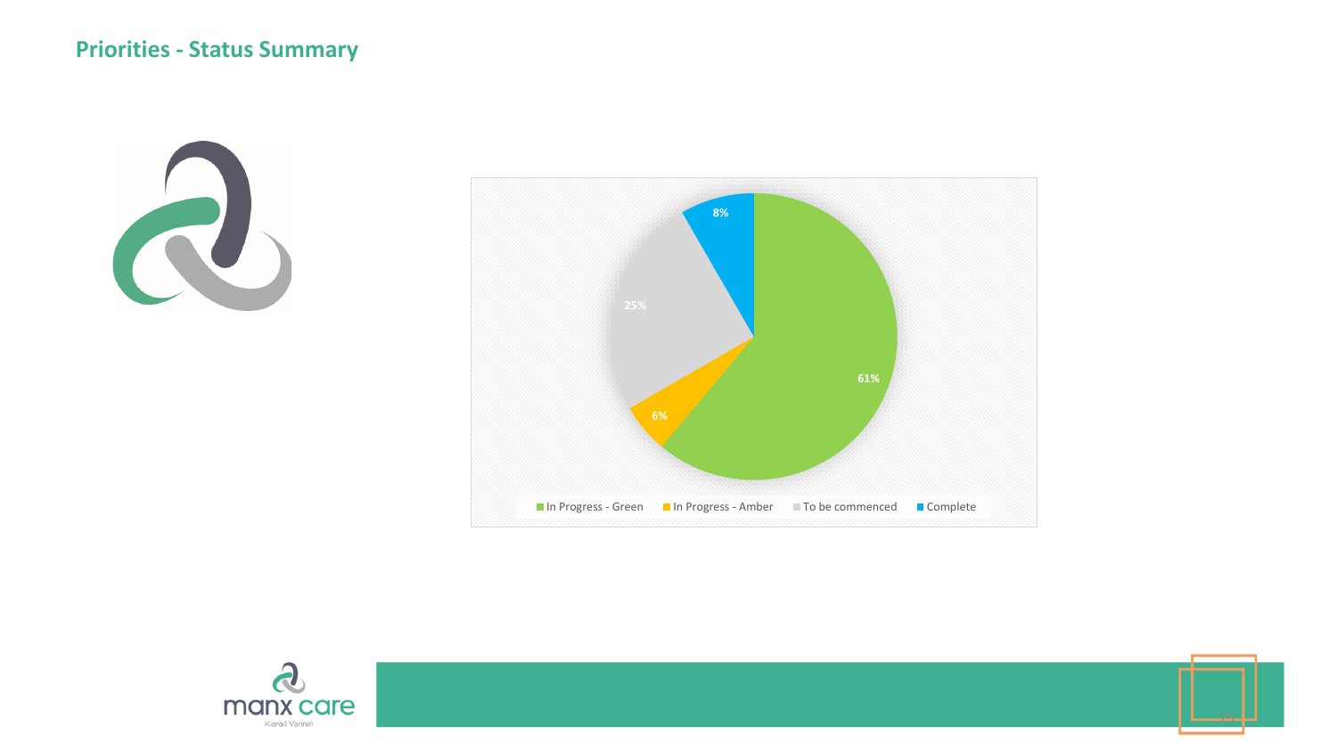## Priorities - Status Summary

| Status | Percentage |
|---|---|
| In Progress - Green | 61% |
| In Progress - Amber | 6% |
| To be commenced | 25% |
| Complete | 8% |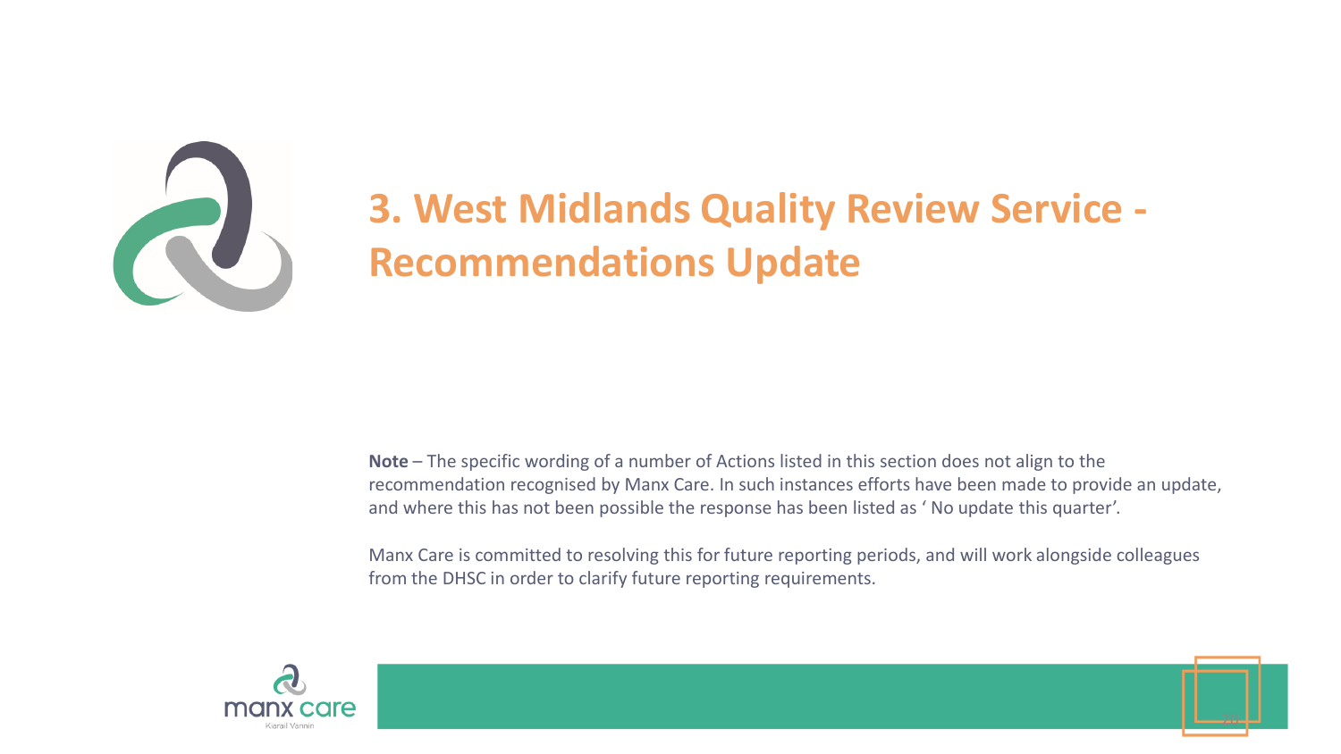# 3. West Midlands Quality Review Service - Recommendations Update

**Note** – The specific wording of a number of Actions listed in this section does not align to the recommendation recognised by Manx Care. In such instances efforts have been made to provide an update, and where this has not been possible the response has been listed as ' No update this quarter'.

Manx Care is committed to resolving this for future reporting periods, and will work alongside colleagues from the DHSC in order to clarify future reporting requirements.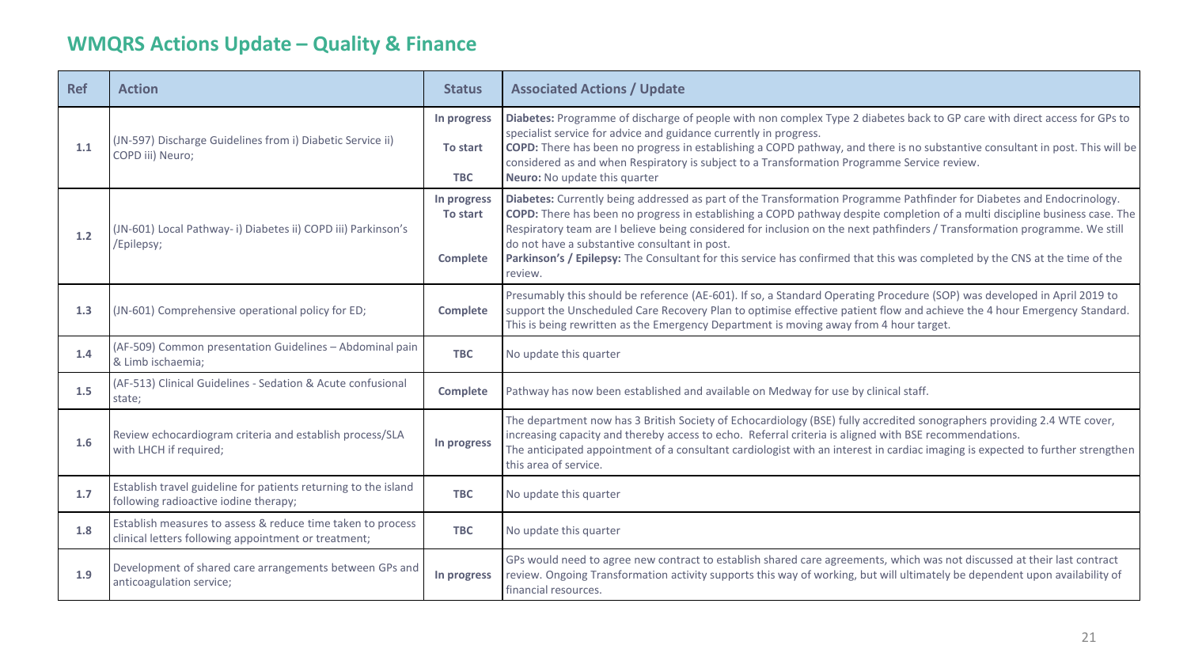## WMQRS Actions Update – Quality & Finance

| Ref | Action | Status | Associated Actions / Update |
|---|---|---|---|
| 1.1 | (JN-597) Discharge Guidelines from i) Diabetic Service ii) COPD iii) Neuro; | In progress<br>To start<br>TBC | **Diabetes:** Programme of discharge of people with non complex Type 2 diabetes back to GP care with direct access for GPs to specialist service for advice and guidance currently in progress.<br>**COPD:** There has been no progress in establishing a COPD pathway, and there is no substantive consultant in post. This will be considered as and when Respiratory is subject to a Transformation Programme Service review.<br>**Neuro:** No update this quarter |
| 1.2 | (JN-601) Local Pathway- i) Diabetes ii) COPD iii) Parkinson's /Epilepsy; | In progress<br>To start<br>Complete | **Diabetes:** Currently being addressed as part of the Transformation Programme Pathfinder for Diabetes and Endocrinology.<br>**COPD:** There has been no progress in establishing a COPD pathway despite completion of a multi discipline business case. The Respiratory team are I believe being considered for inclusion on the next pathfinders / Transformation programme. We still do not have a substantive consultant in post.<br>**Parkinson's / Epilepsy:** The Consultant for this service has confirmed that this was completed by the CNS at the time of the review. |
| 1.3 | (JN-601) Comprehensive operational policy for ED; | Complete | Presumably this should be reference (AE-601). If so, a Standard Operating Procedure (SOP) was developed in April 2019 to support the Unscheduled Care Recovery Plan to optimise effective patient flow and achieve the 4 hour Emergency Standard. This is being rewritten as the Emergency Department is moving away from 4 hour target. |
| 1.4 | (AF-509) Common presentation Guidelines – Abdominal pain & Limb ischaemia; | TBC | No update this quarter |
| 1.5 | (AF-513) Clinical Guidelines - Sedation & Acute confusional state; | Complete | Pathway has now been established and available on Medway for use by clinical staff. |
| 1.6 | Review echocardiogram criteria and establish process/SLA with LHCH if required; | In progress | The department now has 3 British Society of Echocardiology (BSE) fully accredited sonographers providing 2.4 WTE cover, increasing capacity and thereby access to echo. Referral criteria is aligned with BSE recommendations.<br>The anticipated appointment of a consultant cardiologist with an interest in cardiac imaging is expected to further strengthen this area of service. |
| 1.7 | Establish travel guideline for patients returning to the island following radioactive iodine therapy; | TBC | No update this quarter |
| 1.8 | Establish measures to assess & reduce time taken to process clinical letters following appointment or treatment; | TBC | No update this quarter |
| 1.9 | Development of shared care arrangements between GPs and anticoagulation service; | In progress | GPs would need to agree new contract to establish shared care agreements, which was not discussed at their last contract review. Ongoing Transformation activity supports this way of working, but will ultimately be dependent upon availability of financial resources. |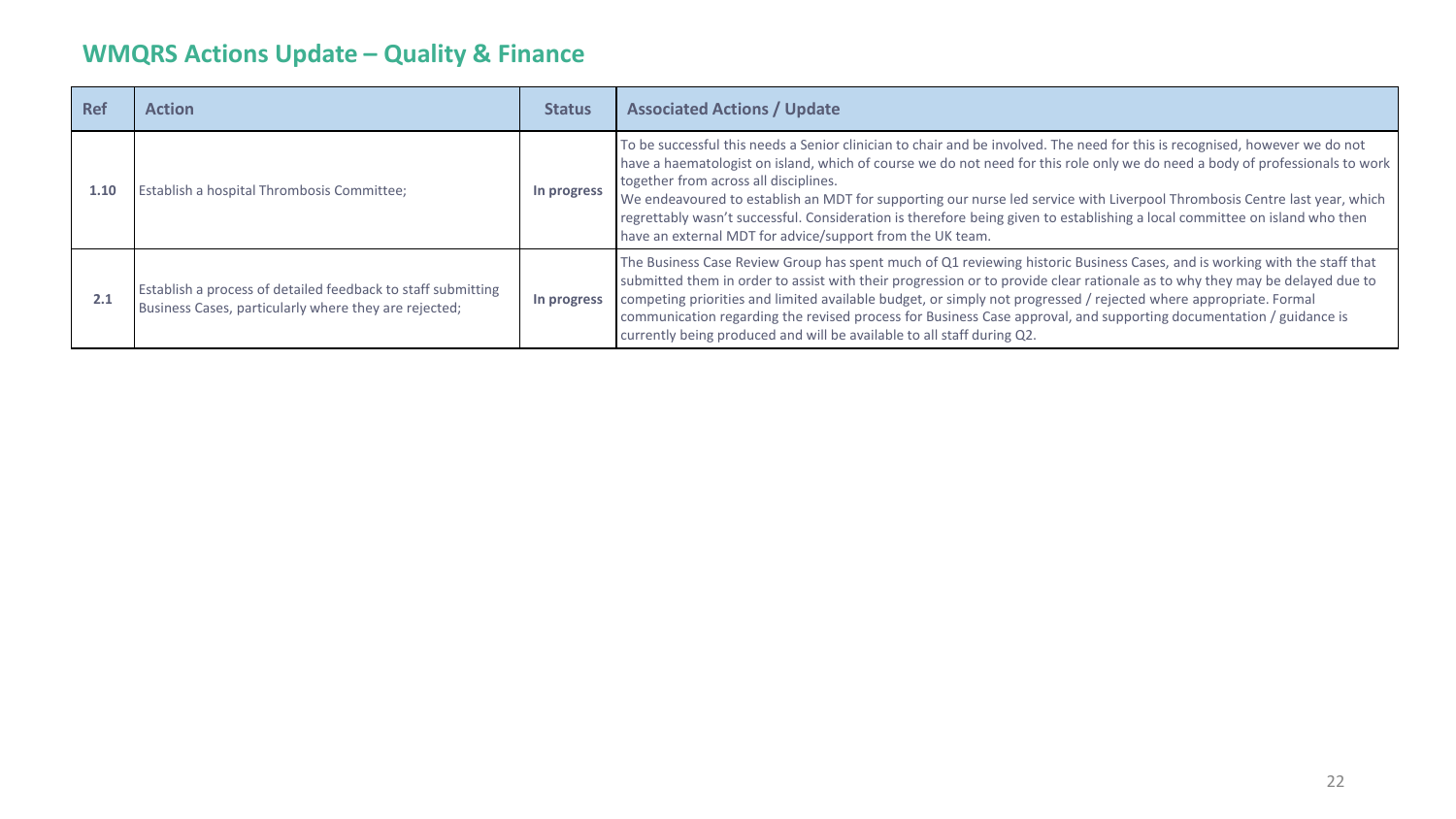## WMQRS Actions Update – Quality & Finance

| Ref | Action | Status | Associated Actions / Update |
|---|---|---|---|
| 1.10 | Establish a hospital Thrombosis Committee; | In progress | To be successful this needs a Senior clinician to chair and be involved. The need for this is recognised, however we do not have a haematologist on island, which of course we do not need for this role only we do need a body of professionals to work together from across all disciplines.<br>We endeavoured to establish an MDT for supporting our nurse led service with Liverpool Thrombosis Centre last year, which regrettably wasn't successful. Consideration is therefore being given to establishing a local committee on island who then have an external MDT for advice/support from the UK team. |
| 2.1 | Establish a process of detailed feedback to staff submitting Business Cases, particularly where they are rejected; | In progress | The Business Case Review Group has spent much of Q1 reviewing historic Business Cases, and is working with the staff that submitted them in order to assist with their progression or to provide clear rationale as to why they may be delayed due to competing priorities and limited available budget, or simply not progressed / rejected where appropriate. Formal communication regarding the revised process for Business Case approval, and supporting documentation / guidance is currently being produced and will be available to all staff during Q2. |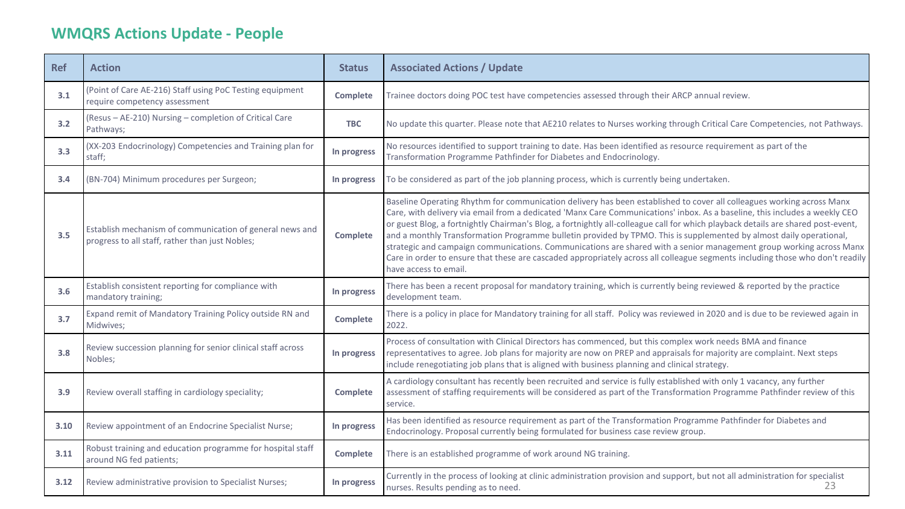## WMQRS Actions Update - People

| Ref | Action | Status | Associated Actions / Update |
|---|---|---|---|
| 3.1 | (Point of Care AE-216) Staff using PoC Testing equipment require competency assessment | Complete | Trainee doctors doing POC test have competencies assessed through their ARCP annual review. |
| 3.2 | (Resus – AE-210) Nursing – completion of Critical Care Pathways; | TBC | No update this quarter. Please note that AE210 relates to Nurses working through Critical Care Competencies, not Pathways. |
| 3.3 | (XX-203 Endocrinology) Competencies and Training plan for staff; | In progress | No resources identified to support training to date. Has been identified as resource requirement as part of the Transformation Programme Pathfinder for Diabetes and Endocrinology. |
| 3.4 | (BN-704) Minimum procedures per Surgeon; | In progress | To be considered as part of the job planning process, which is currently being undertaken. |
| 3.5 | Establish mechanism of communication of general news and progress to all staff, rather than just Nobles; | Complete | Baseline Operating Rhythm for communication delivery has been established to cover all colleagues working across Manx Care, with delivery via email from a dedicated 'Manx Care Communications' inbox. As a baseline, this includes a weekly CEO or guest Blog, a fortnightly Chairman's Blog, a fortnightly all-colleague call for which playback details are shared post-event, and a monthly Transformation Programme bulletin provided by TPMO. This is supplemented by almost daily operational, strategic and campaign communications. Communications are shared with a senior management group working across Manx Care in order to ensure that these are cascaded appropriately across all colleague segments including those who don't readily have access to email. |
| 3.6 | Establish consistent reporting for compliance with mandatory training; | In progress | There has been a recent proposal for mandatory training, which is currently being reviewed & reported by the practice development team. |
| 3.7 | Expand remit of Mandatory Training Policy outside RN and Midwives; | Complete | There is a policy in place for Mandatory training for all staff. Policy was reviewed in 2020 and is due to be reviewed again in 2022. |
| 3.8 | Review succession planning for senior clinical staff across Nobles; | In progress | Process of consultation with Clinical Directors has commenced, but this complex work needs BMA and finance representatives to agree. Job plans for majority are now on PREP and appraisals for majority are complaint. Next steps include renegotiating job plans that is aligned with business planning and clinical strategy. |
| 3.9 | Review overall staffing in cardiology speciality; | Complete | A cardiology consultant has recently been recruited and service is fully established with only 1 vacancy, any further assessment of staffing requirements will be considered as part of the Transformation Programme Pathfinder review of this service. |
| 3.10 | Review appointment of an Endocrine Specialist Nurse; | In progress | Has been identified as resource requirement as part of the Transformation Programme Pathfinder for Diabetes and Endocrinology. Proposal currently being formulated for business case review group. |
| 3.11 | Robust training and education programme for hospital staff around NG fed patients; | Complete | There is an established programme of work around NG training. |
| 3.12 | Review administrative provision to Specialist Nurses; | In progress | Currently in the process of looking at clinic administration provision and support, but not all administration for specialist nurses. Results pending as to need. |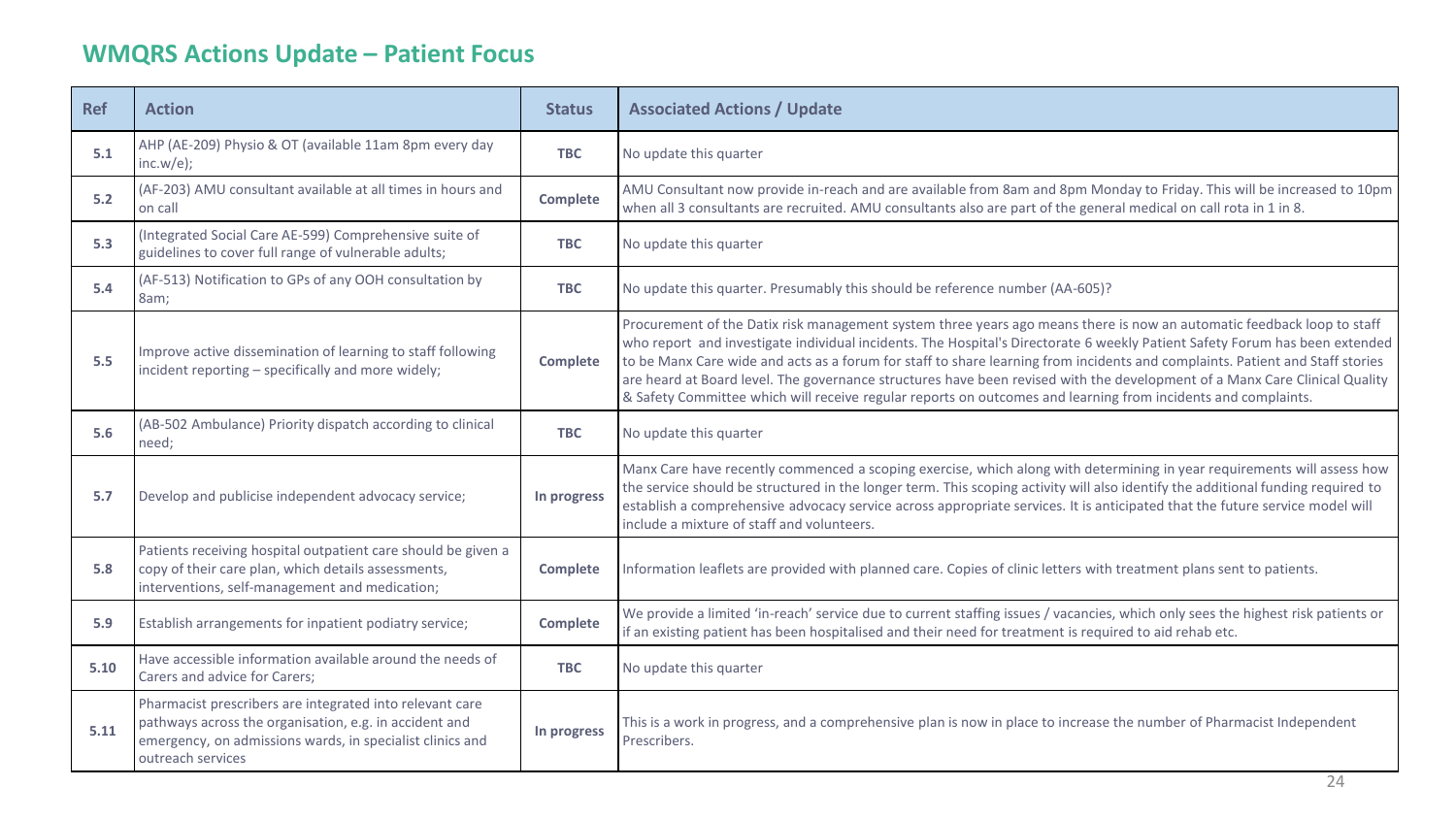## WMQRS Actions Update – Patient Focus

| Ref | Action | Status | Associated Actions / Update |
|---|---|---|---|
| 5.1 | AHP (AE-209) Physio & OT (available 11am 8pm every day inc.w/e); | TBC | No update this quarter |
| 5.2 | (AF-203) AMU consultant available at all times in hours and on call | Complete | AMU Consultant now provide in-reach and are available from 8am and 8pm Monday to Friday. This will be increased to 10pm when all 3 consultants are recruited. AMU consultants also are part of the general medical on call rota in 1 in 8. |
| 5.3 | (Integrated Social Care AE-599) Comprehensive suite of guidelines to cover full range of vulnerable adults; | TBC | No update this quarter |
| 5.4 | (AF-513) Notification to GPs of any OOH consultation by 8am; | TBC | No update this quarter. Presumably this should be reference number (AA-605)? |
| 5.5 | Improve active dissemination of learning to staff following incident reporting – specifically and more widely; | Complete | Procurement of the Datix risk management system three years ago means there is now an automatic feedback loop to staff who report and investigate individual incidents. The Hospital's Directorate 6 weekly Patient Safety Forum has been extended to be Manx Care wide and acts as a forum for staff to share learning from incidents and complaints. Patient and Staff stories are heard at Board level. The governance structures have been revised with the development of a Manx Care Clinical Quality & Safety Committee which will receive regular reports on outcomes and learning from incidents and complaints. |
| 5.6 | (AB-502 Ambulance) Priority dispatch according to clinical need; | TBC | No update this quarter |
| 5.7 | Develop and publicise independent advocacy service; | In progress | Manx Care have recently commenced a scoping exercise, which along with determining in year requirements will assess how the service should be structured in the longer term. This scoping activity will also identify the additional funding required to establish a comprehensive advocacy service across appropriate services. It is anticipated that the future service model will include a mixture of staff and volunteers. |
| 5.8 | Patients receiving hospital outpatient care should be given a copy of their care plan, which details assessments, interventions, self-management and medication; | Complete | Information leaflets are provided with planned care. Copies of clinic letters with treatment plans sent to patients. |
| 5.9 | Establish arrangements for inpatient podiatry service; | Complete | We provide a limited 'in-reach' service due to current staffing issues / vacancies, which only sees the highest risk patients or if an existing patient has been hospitalised and their need for treatment is required to aid rehab etc. |
| 5.10 | Have accessible information available around the needs of Carers and advice for Carers; | TBC | No update this quarter |
| 5.11 | Pharmacist prescribers are integrated into relevant care pathways across the organisation, e.g. in accident and emergency, on admissions wards, in specialist clinics and outreach services | In progress | This is a work in progress, and a comprehensive plan is now in place to increase the number of Pharmacist Independent Prescribers. |